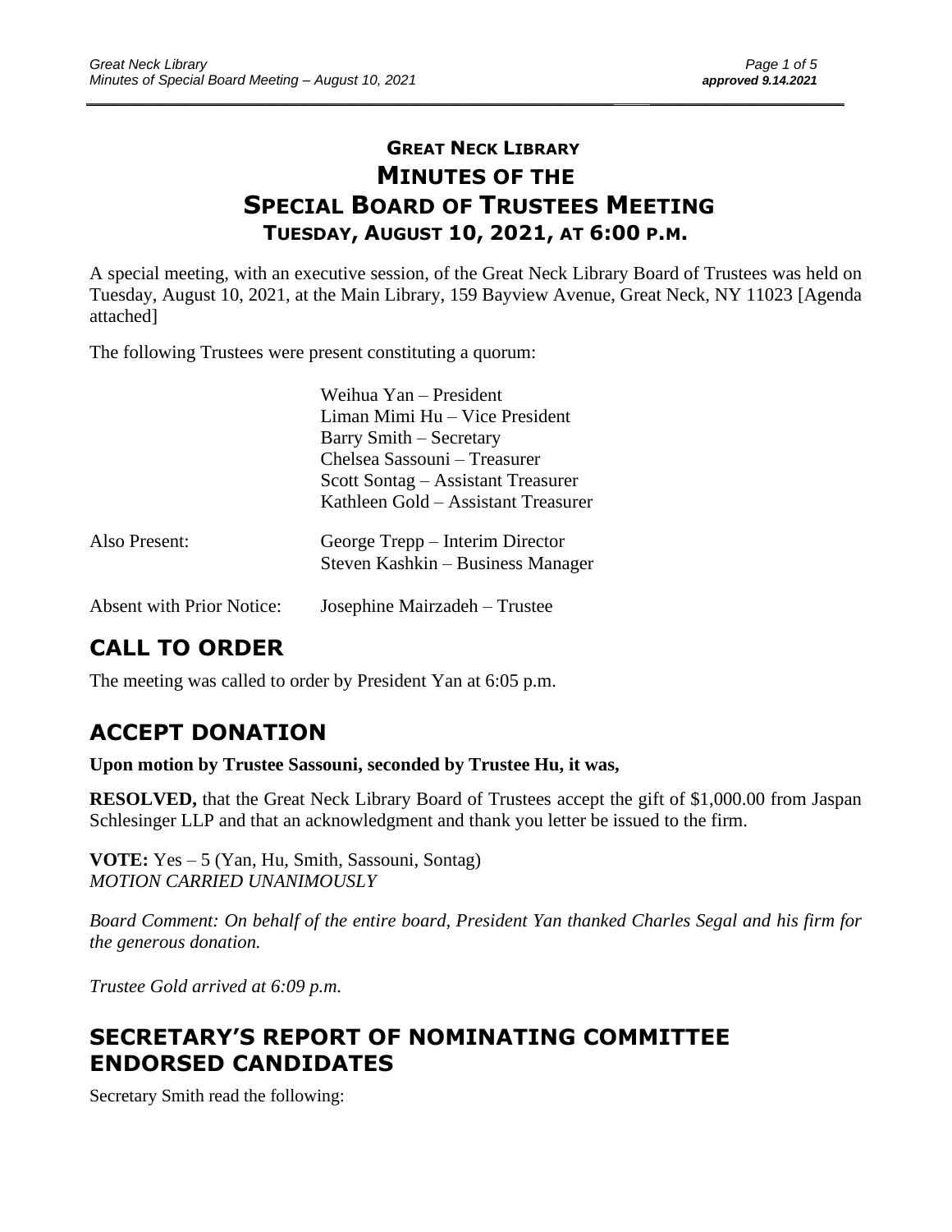# GREAT NECK LIBRARY
# MINUTES OF THE SPECIAL BOARD OF TRUSTEES MEETING
## TUESDAY, AUGUST 10, 2021, AT 6:00 P.M.

A special meeting, with an executive session, of the Great Neck Library Board of Trustees was held on Tuesday, August 10, 2021, at the Main Library, 159 Bayview Avenue, Great Neck, NY 11023 [Agenda attached]

The following Trustees were present constituting a quorum:

Weihua Yan – President
Liman Mimi Hu – Vice President
Barry Smith – Secretary
Chelsea Sassouni – Treasurer
Scott Sontag – Assistant Treasurer
Kathleen Gold – Assistant Treasurer

Also Present: George Trepp – Interim Director
Steven Kashkin – Business Manager

Absent with Prior Notice: Josephine Mairzadeh – Trustee

## CALL TO ORDER

The meeting was called to order by President Yan at 6:05 p.m.

## ACCEPT DONATION

**Upon motion by Trustee Sassouni, seconded by Trustee Hu, it was,**

**RESOLVED,** that the Great Neck Library Board of Trustees accept the gift of $1,000.00 from Jaspan Schlesinger LLP and that an acknowledgment and thank you letter be issued to the firm.

**VOTE:** Yes – 5 (Yan, Hu, Smith, Sassouni, Sontag)
*MOTION CARRIED UNANIMOUSLY*

*Board Comment: On behalf of the entire board, President Yan thanked Charles Segal and his firm for the generous donation.*

*Trustee Gold arrived at 6:09 p.m.*

## SECRETARY'S REPORT OF NOMINATING COMMITTEE ENDORSED CANDIDATES

Secretary Smith read the following: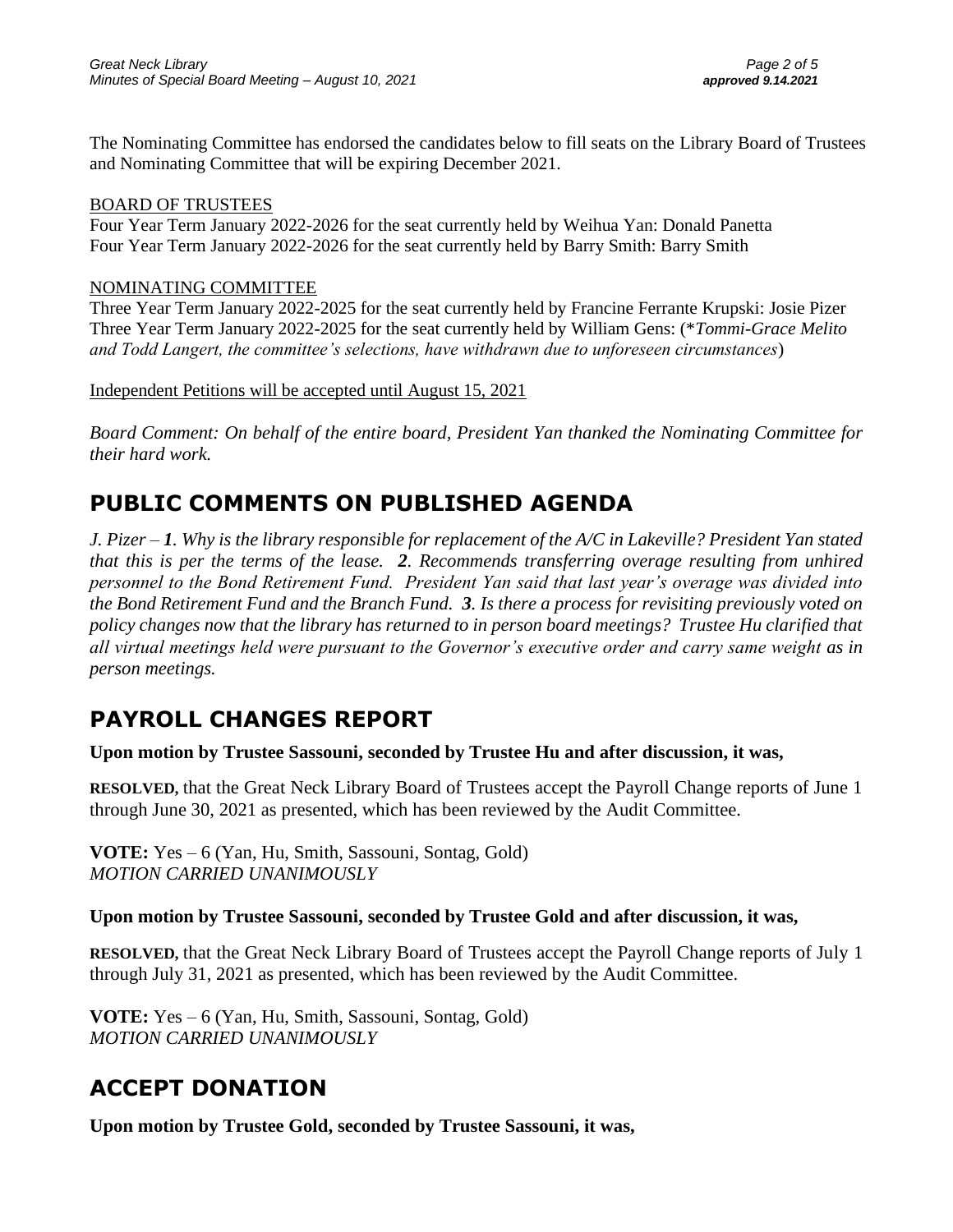The Nominating Committee has endorsed the candidates below to fill seats on the Library Board of Trustees and Nominating Committee that will be expiring December 2021.

BOARD OF TRUSTEES

Four Year Term January 2022-2026 for the seat currently held by Weihua Yan: Donald Panetta
Four Year Term January 2022-2026 for the seat currently held by Barry Smith: Barry Smith

NOMINATING COMMITTEE

Three Year Term January 2022-2025 for the seat currently held by Francine Ferrante Krupski: Josie Pizer
Three Year Term January 2022-2025 for the seat currently held by William Gens: (**Tommi-Grace Melito and Todd Langert, the committee's selections, have withdrawn due to unforeseen circumstances*)

Independent Petitions will be accepted until August 15, 2021

*Board Comment: On behalf of the entire board, President Yan thanked the Nominating Committee for their hard work.*

## PUBLIC COMMENTS ON PUBLISHED AGENDA

*J. Pizer – **1**. Why is the library responsible for replacement of the A/C in Lakeville? President Yan stated that this is per the terms of the lease. **2**. Recommends transferring overage resulting from unhired personnel to the Bond Retirement Fund. President Yan said that last year's overage was divided into the Bond Retirement Fund and the Branch Fund. **3**. Is there a process for revisiting previously voted on policy changes now that the library has returned to in person board meetings? Trustee Hu clarified that all virtual meetings held were pursuant to the Governor's executive order and carry same weight as in person meetings.*

## PAYROLL CHANGES REPORT

**Upon motion by Trustee Sassouni, seconded by Trustee Hu and after discussion, it was,**

**RESOLVED,** that the Great Neck Library Board of Trustees accept the Payroll Change reports of June 1 through June 30, 2021 as presented, which has been reviewed by the Audit Committee.

**VOTE:** Yes – 6 (Yan, Hu, Smith, Sassouni, Sontag, Gold)
*MOTION CARRIED UNANIMOUSLY*

**Upon motion by Trustee Sassouni, seconded by Trustee Gold and after discussion, it was,**

**RESOLVED,** that the Great Neck Library Board of Trustees accept the Payroll Change reports of July 1 through July 31, 2021 as presented, which has been reviewed by the Audit Committee.

**VOTE:** Yes – 6 (Yan, Hu, Smith, Sassouni, Sontag, Gold)
*MOTION CARRIED UNANIMOUSLY*

## ACCEPT DONATION

**Upon motion by Trustee Gold, seconded by Trustee Sassouni, it was,**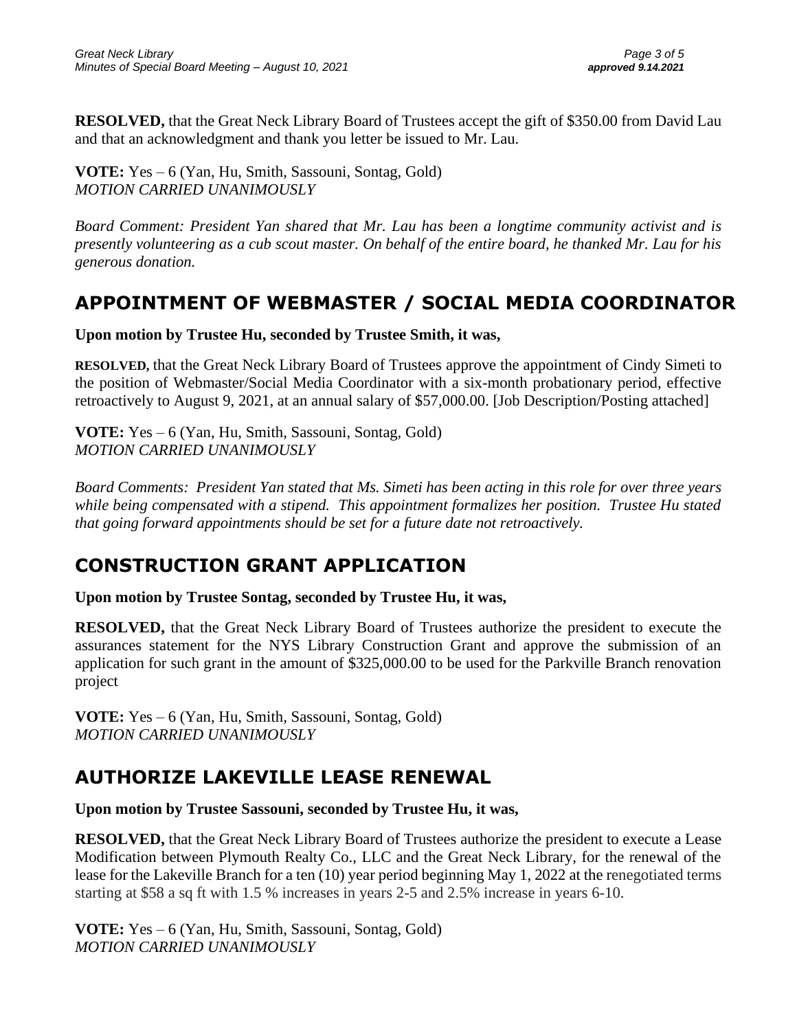**RESOLVED,** that the Great Neck Library Board of Trustees accept the gift of $350.00 from David Lau and that an acknowledgment and thank you letter be issued to Mr. Lau.

**VOTE:** Yes – 6 (Yan, Hu, Smith, Sassouni, Sontag, Gold)
*MOTION CARRIED UNANIMOUSLY*

*Board Comment: President Yan shared that Mr. Lau has been a longtime community activist and is presently volunteering as a cub scout master. On behalf of the entire board, he thanked Mr. Lau for his generous donation.*

## APPOINTMENT OF WEBMASTER / SOCIAL MEDIA COORDINATOR

**Upon motion by Trustee Hu, seconded by Trustee Smith, it was,**

**RESOLVED,** that the Great Neck Library Board of Trustees approve the appointment of Cindy Simeti to the position of Webmaster/Social Media Coordinator with a six-month probationary period, effective retroactively to August 9, 2021, at an annual salary of $57,000.00. [Job Description/Posting attached]

**VOTE:** Yes – 6 (Yan, Hu, Smith, Sassouni, Sontag, Gold)
*MOTION CARRIED UNANIMOUSLY*

*Board Comments: President Yan stated that Ms. Simeti has been acting in this role for over three years while being compensated with a stipend. This appointment formalizes her position. Trustee Hu stated that going forward appointments should be set for a future date not retroactively.*

## CONSTRUCTION GRANT APPLICATION

**Upon motion by Trustee Sontag, seconded by Trustee Hu, it was,**

**RESOLVED,** that the Great Neck Library Board of Trustees authorize the president to execute the assurances statement for the NYS Library Construction Grant and approve the submission of an application for such grant in the amount of $325,000.00 to be used for the Parkville Branch renovation project

**VOTE:** Yes – 6 (Yan, Hu, Smith, Sassouni, Sontag, Gold)
*MOTION CARRIED UNANIMOUSLY*

## AUTHORIZE LAKEVILLE LEASE RENEWAL

**Upon motion by Trustee Sassouni, seconded by Trustee Hu, it was,**

**RESOLVED,** that the Great Neck Library Board of Trustees authorize the president to execute a Lease Modification between Plymouth Realty Co., LLC and the Great Neck Library, for the renewal of the lease for the Lakeville Branch for a ten (10) year period beginning May 1, 2022 at the renegotiated terms starting at $58 a sq ft with 1.5 % increases in years 2-5 and 2.5% increase in years 6-10.

**VOTE:** Yes – 6 (Yan, Hu, Smith, Sassouni, Sontag, Gold)
*MOTION CARRIED UNANIMOUSLY*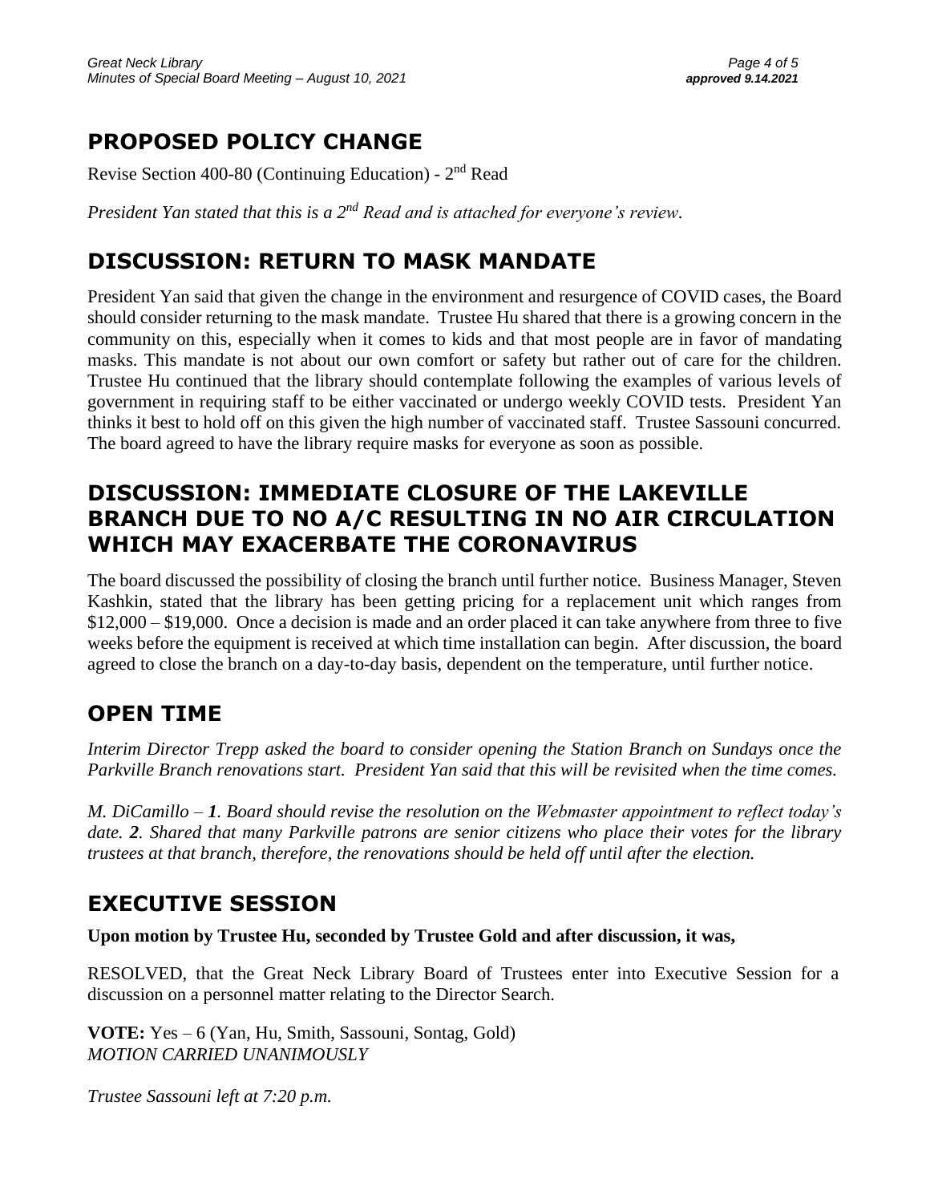## PROPOSED POLICY CHANGE

Revise Section 400-80 (Continuing Education) - 2nd Read

*President Yan stated that this is a 2nd Read and is attached for everyone's review.*

## DISCUSSION: RETURN TO MASK MANDATE

President Yan said that given the change in the environment and resurgence of COVID cases, the Board should consider returning to the mask mandate. Trustee Hu shared that there is a growing concern in the community on this, especially when it comes to kids and that most people are in favor of mandating masks. This mandate is not about our own comfort or safety but rather out of care for the children. Trustee Hu continued that the library should contemplate following the examples of various levels of government in requiring staff to be either vaccinated or undergo weekly COVID tests. President Yan thinks it best to hold off on this given the high number of vaccinated staff. Trustee Sassouni concurred. The board agreed to have the library require masks for everyone as soon as possible.

## DISCUSSION: IMMEDIATE CLOSURE OF THE LAKEVILLE BRANCH DUE TO NO A/C RESULTING IN NO AIR CIRCULATION WHICH MAY EXACERBATE THE CORONAVIRUS

The board discussed the possibility of closing the branch until further notice. Business Manager, Steven Kashkin, stated that the library has been getting pricing for a replacement unit which ranges from $12,000 – $19,000. Once a decision is made and an order placed it can take anywhere from three to five weeks before the equipment is received at which time installation can begin. After discussion, the board agreed to close the branch on a day-to-day basis, dependent on the temperature, until further notice.

## OPEN TIME

*Interim Director Trepp asked the board to consider opening the Station Branch on Sundays once the Parkville Branch renovations start. President Yan said that this will be revisited when the time comes.*

*M. DiCamillo – **1**. Board should revise the resolution on the Webmaster appointment to reflect today's date. **2**. Shared that many Parkville patrons are senior citizens who place their votes for the library trustees at that branch, therefore, the renovations should be held off until after the election.*

## EXECUTIVE SESSION

**Upon motion by Trustee Hu, seconded by Trustee Gold and after discussion, it was,**

RESOLVED, that the Great Neck Library Board of Trustees enter into Executive Session for a discussion on a personnel matter relating to the Director Search.

**VOTE:** Yes – 6 (Yan, Hu, Smith, Sassouni, Sontag, Gold)
*MOTION CARRIED UNANIMOUSLY*

*Trustee Sassouni left at 7:20 p.m.*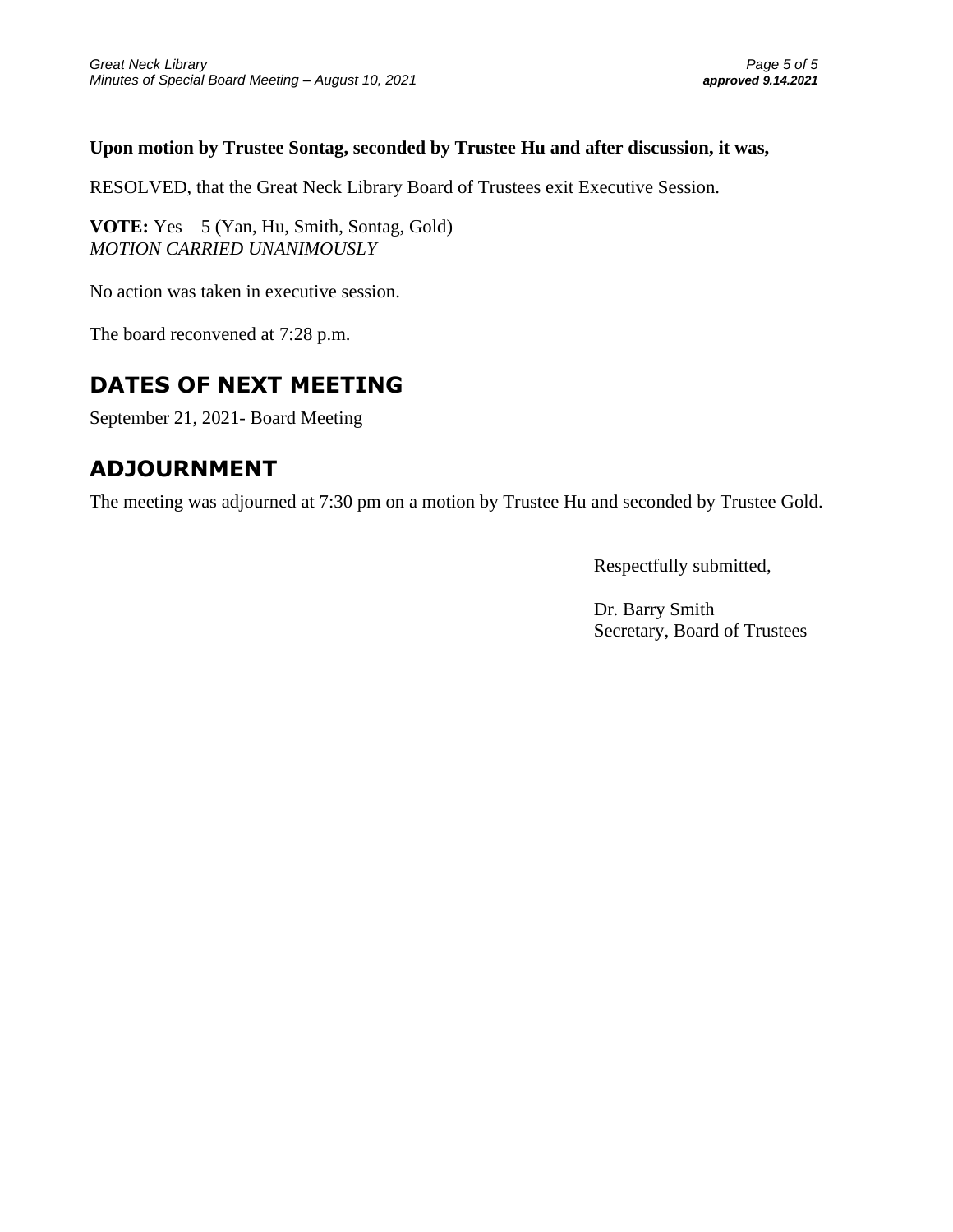**Upon motion by Trustee Sontag, seconded by Trustee Hu and after discussion, it was,**

RESOLVED, that the Great Neck Library Board of Trustees exit Executive Session.

**VOTE:** Yes – 5 (Yan, Hu, Smith, Sontag, Gold)
*MOTION CARRIED UNANIMOUSLY*

No action was taken in executive session.

The board reconvened at 7:28 p.m.

## DATES OF NEXT MEETING

September 21, 2021- Board Meeting

## ADJOURNMENT

The meeting was adjourned at 7:30 pm on a motion by Trustee Hu and seconded by Trustee Gold.

Respectfully submitted,

Dr. Barry Smith
Secretary, Board of Trustees